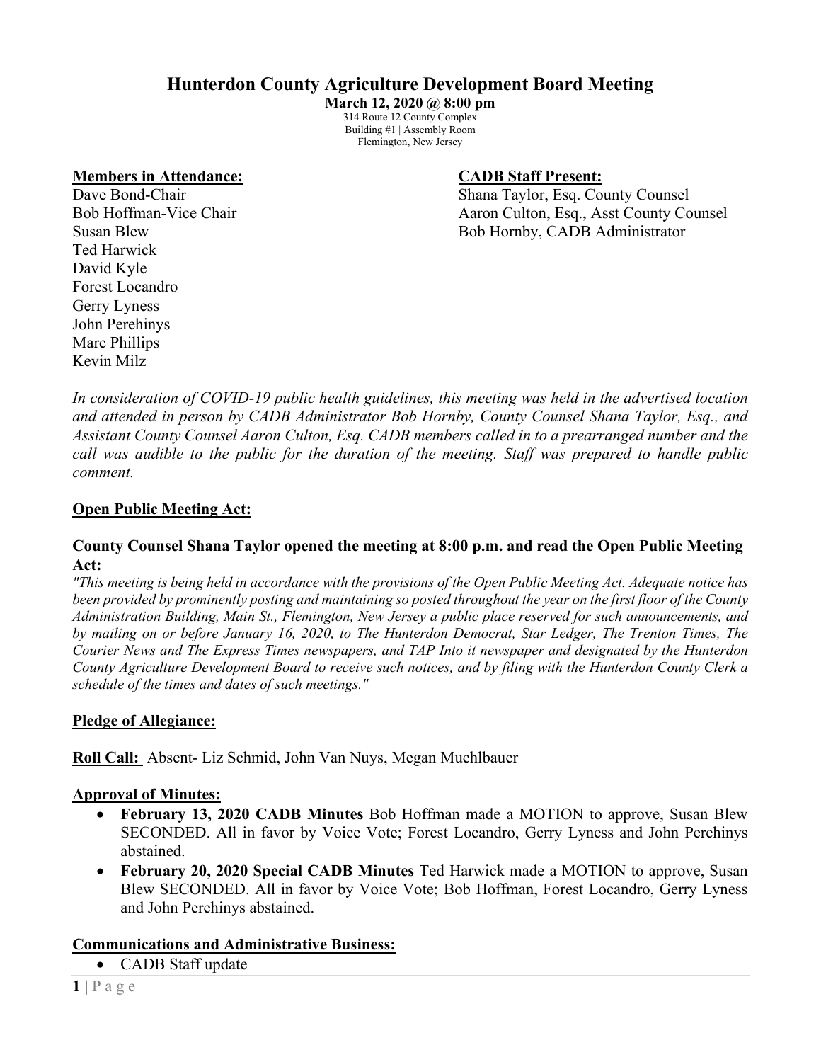# Hunterdon County Agriculture Development Board Meeting

**March 12, 2020 @ 8:00 pm**

314 Route 12 County Complex
Building #1 | Assembly Room
Flemington, New Jersey

**Members in Attendance:**

Dave Bond-Chair
Bob Hoffman-Vice Chair
Susan Blew
Ted Harwick
David Kyle
Forest Locandro
Gerry Lyness
John Perehinys
Marc Phillips
Kevin Milz

**CADB Staff Present:**

Shana Taylor, Esq. County Counsel
Aaron Culton, Esq., Asst County Counsel
Bob Hornby, CADB Administrator

*In consideration of COVID-19 public health guidelines, this meeting was held in the advertised location and attended in person by CADB Administrator Bob Hornby, County Counsel Shana Taylor, Esq., and Assistant County Counsel Aaron Culton, Esq. CADB members called in to a prearranged number and the call was audible to the public for the duration of the meeting. Staff was prepared to handle public comment.*

**Open Public Meeting Act:**

**County Counsel Shana Taylor opened the meeting at 8:00 p.m. and read the Open Public Meeting Act:**

*"This meeting is being held in accordance with the provisions of the Open Public Meeting Act. Adequate notice has been provided by prominently posting and maintaining so posted throughout the year on the first floor of the County Administration Building, Main St., Flemington, New Jersey a public place reserved for such announcements, and by mailing on or before January 16, 2020, to The Hunterdon Democrat, Star Ledger, The Trenton Times, The Courier News and The Express Times newspapers, and TAP Into it newspaper and designated by the Hunterdon County Agriculture Development Board to receive such notices, and by filing with the Hunterdon County Clerk a schedule of the times and dates of such meetings."*

**Pledge of Allegiance:**

**Roll Call:** Absent- Liz Schmid, John Van Nuys, Megan Muehlbauer

**Approval of Minutes:**

- **February 13, 2020 CADB Minutes** Bob Hoffman made a MOTION to approve, Susan Blew SECONDED. All in favor by Voice Vote; Forest Locandro, Gerry Lyness and John Perehinys abstained.
- **February 20, 2020 Special CADB Minutes** Ted Harwick made a MOTION to approve, Susan Blew SECONDED. All in favor by Voice Vote; Bob Hoffman, Forest Locandro, Gerry Lyness and John Perehinys abstained.

**Communications and Administrative Business:**

- CADB Staff update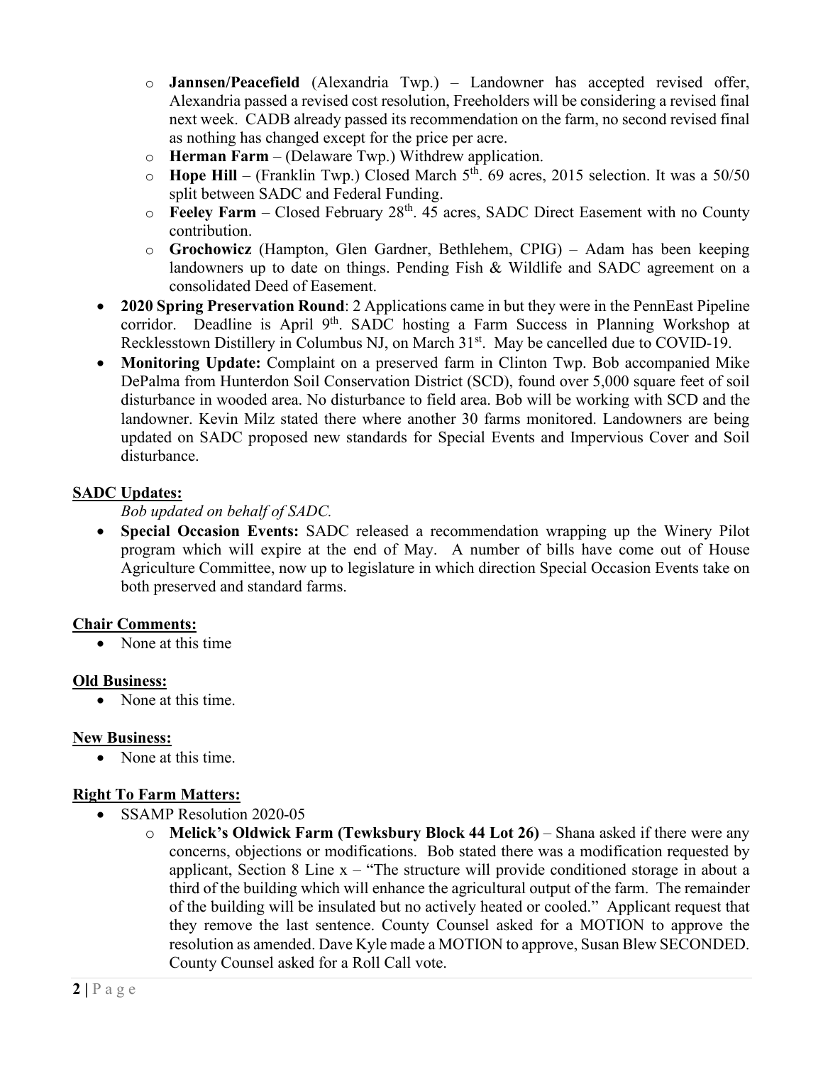- **Jannsen/Peacefield** (Alexandria Twp.) – Landowner has accepted revised offer, Alexandria passed a revised cost resolution, Freeholders will be considering a revised final next week. CADB already passed its recommendation on the farm, no second revised final as nothing has changed except for the price per acre.
    - **Herman Farm** – (Delaware Twp.) Withdrew application.
    - **Hope Hill** – (Franklin Twp.) Closed March 5th. 69 acres, 2015 selection. It was a 50/50 split between SADC and Federal Funding.
    - **Feeley Farm** – Closed February 28th. 45 acres, SADC Direct Easement with no County contribution.
    - **Grochowicz** (Hampton, Glen Gardner, Bethlehem, CPIG) – Adam has been keeping landowners up to date on things. Pending Fish & Wildlife and SADC agreement on a consolidated Deed of Easement.
- **2020 Spring Preservation Round**: 2 Applications came in but they were in the PennEast Pipeline corridor. Deadline is April 9th. SADC hosting a Farm Success in Planning Workshop at Recklesstown Distillery in Columbus NJ, on March 31st. May be cancelled due to COVID-19.
- **Monitoring Update:** Complaint on a preserved farm in Clinton Twp. Bob accompanied Mike DePalma from Hunterdon Soil Conservation District (SCD), found over 5,000 square feet of soil disturbance in wooded area. No disturbance to field area. Bob will be working with SCD and the landowner. Kevin Milz stated there where another 30 farms monitored. Landowners are being updated on SADC proposed new standards for Special Events and Impervious Cover and Soil disturbance.

**SADC Updates:**

*Bob updated on behalf of SADC.*

- **Special Occasion Events:** SADC released a recommendation wrapping up the Winery Pilot program which will expire at the end of May. A number of bills have come out of House Agriculture Committee, now up to legislature in which direction Special Occasion Events take on both preserved and standard farms.

**Chair Comments:**

- None at this time

**Old Business:**

- None at this time.

**New Business:**

- None at this time.

**Right To Farm Matters:**

- SSAMP Resolution 2020-05
    - **Melick's Oldwick Farm (Tewksbury Block 44 Lot 26)** – Shana asked if there were any concerns, objections or modifications. Bob stated there was a modification requested by applicant, Section 8 Line x – "The structure will provide conditioned storage in about a third of the building which will enhance the agricultural output of the farm. The remainder of the building will be insulated but no actively heated or cooled." Applicant request that they remove the last sentence. County Counsel asked for a MOTION to approve the resolution as amended. Dave Kyle made a MOTION to approve, Susan Blew SECONDED. County Counsel asked for a Roll Call vote.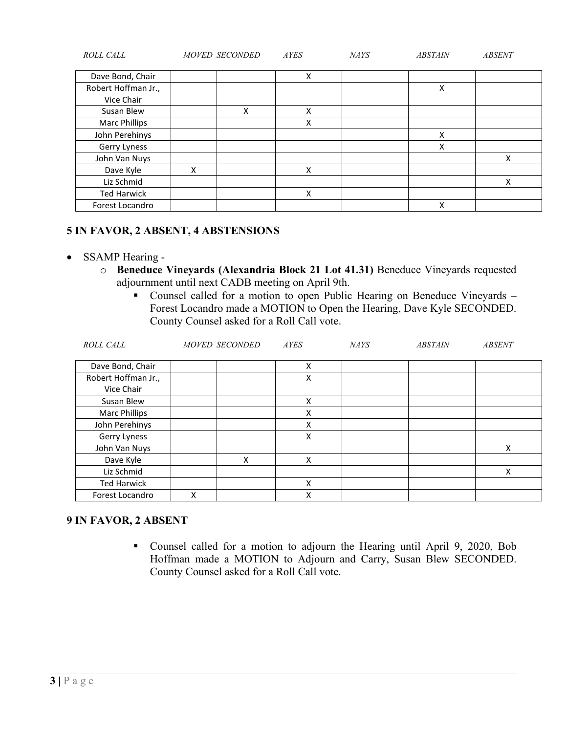| ROLL CALL | MOVED | SECONDED | AYES | NAYS | ABSTAIN | ABSENT |
|---|---|---|---|---|---|---|
| Dave Bond, Chair | | | X | | | |
| Robert Hoffman Jr., Vice Chair | | | | | X | |
| Susan Blew | | X | X | | | |
| Marc Phillips | | | X | | | |
| John Perehinys | | | | | X | |
| Gerry Lyness | | | | | X | |
| John Van Nuys | | | | | | X |
| Dave Kyle | X | | X | | | |
| Liz Schmid | | | | | | X |
| Ted Harwick | | | X | | | |
| Forest Locandro | | | | | X | |

**5 IN FAVOR, 2 ABSENT, 4 ABSTENSIONS**

- SSAMP Hearing -
    - **Beneduce Vineyards (Alexandria Block 21 Lot 41.31)** Beneduce Vineyards requested adjournment until next CADB meeting on April 9th.
        - Counsel called for a motion to open Public Hearing on Beneduce Vineyards – Forest Locandro made a MOTION to Open the Hearing, Dave Kyle SECONDED. County Counsel asked for a Roll Call vote.

| ROLL CALL | MOVED | SECONDED | AYES | NAYS | ABSTAIN | ABSENT |
|---|---|---|---|---|---|---|
| Dave Bond, Chair | | | X | | | |
| Robert Hoffman Jr., Vice Chair | | | X | | | |
| Susan Blew | | | X | | | |
| Marc Phillips | | | X | | | |
| John Perehinys | | | X | | | |
| Gerry Lyness | | | X | | | |
| John Van Nuys | | | | | | X |
| Dave Kyle | | X | X | | | |
| Liz Schmid | | | | | | X |
| Ted Harwick | | | X | | | |
| Forest Locandro | X | | X | | | |

**9 IN FAVOR, 2 ABSENT**

- Counsel called for a motion to adjourn the Hearing until April 9, 2020, Bob Hoffman made a MOTION to Adjourn and Carry, Susan Blew SECONDED. County Counsel asked for a Roll Call vote.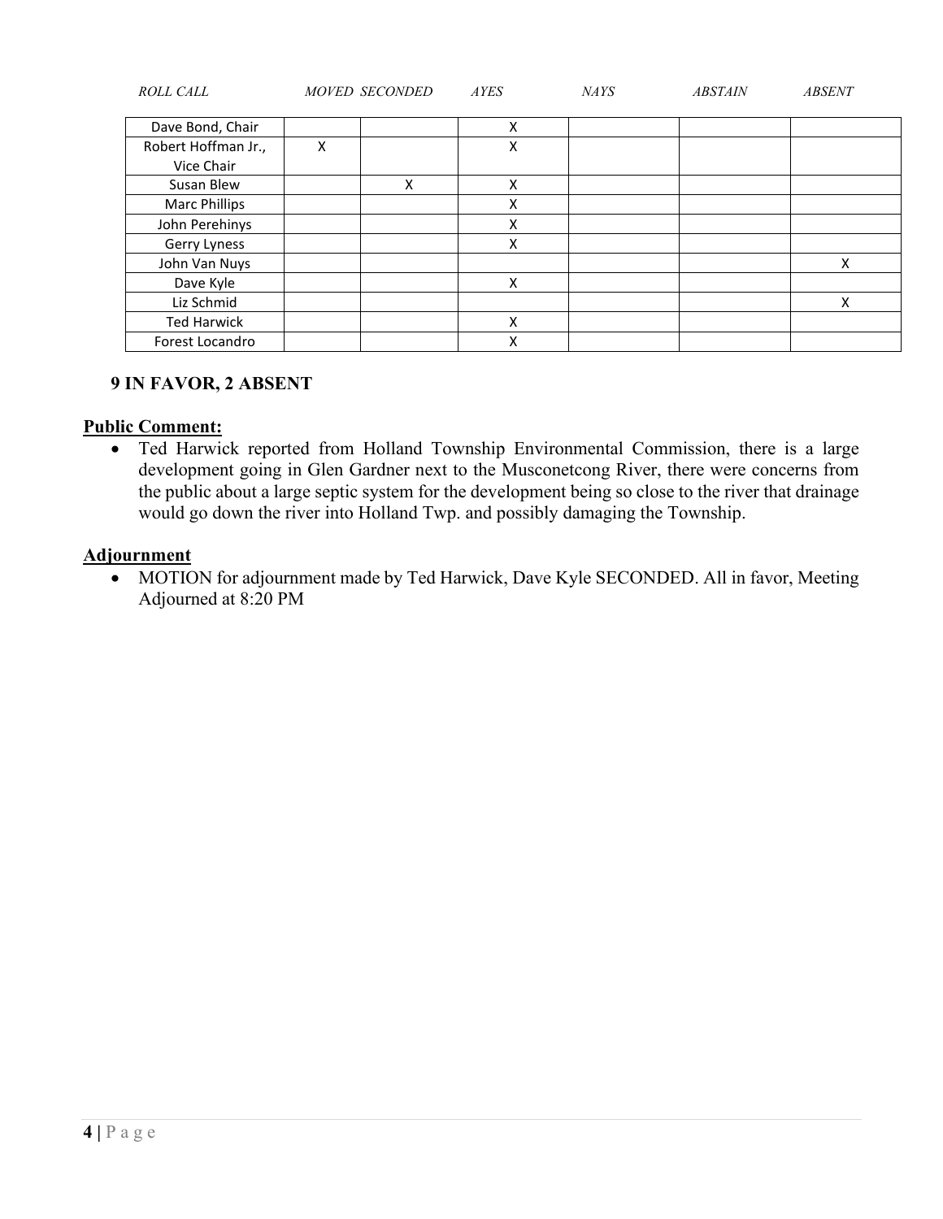| ROLL CALL | MOVED | SECONDED | AYES | NAYS | ABSTAIN | ABSENT |
|---|---|---|---|---|---|---|
| Dave Bond, Chair | | | X | | | |
| Robert Hoffman Jr., Vice Chair | X | | X | | | |
| Susan Blew | | X | X | | | |
| Marc Phillips | | | X | | | |
| John Perehinys | | | X | | | |
| Gerry Lyness | | | X | | | |
| John Van Nuys | | | | | | X |
| Dave Kyle | | | X | | | |
| Liz Schmid | | | | | | X |
| Ted Harwick | | | X | | | |
| Forest Locandro | | | X | | | |

**9 IN FAVOR, 2 ABSENT**

**Public Comment:**

- Ted Harwick reported from Holland Township Environmental Commission, there is a large development going in Glen Gardner next to the Musconetcong River, there were concerns from the public about a large septic system for the development being so close to the river that drainage would go down the river into Holland Twp. and possibly damaging the Township.

**Adjournment**

- MOTION for adjournment made by Ted Harwick, Dave Kyle SECONDED. All in favor, Meeting Adjourned at 8:20 PM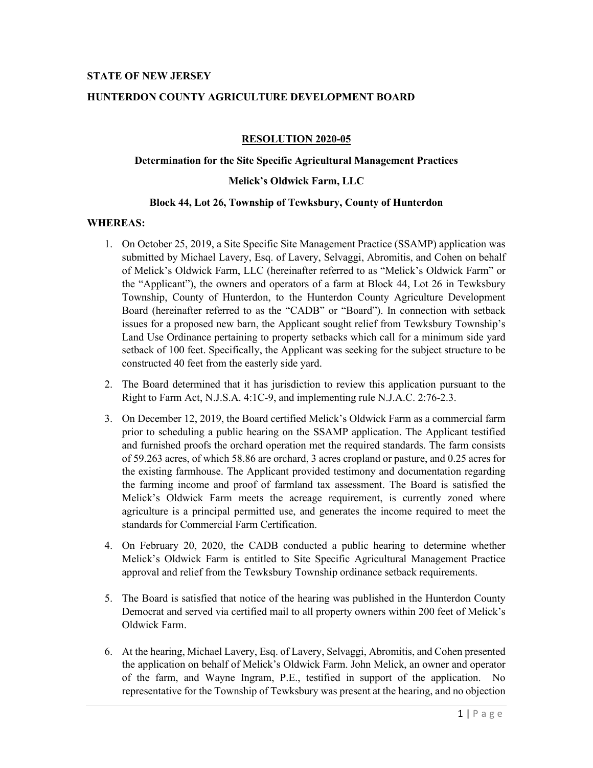**STATE OF NEW JERSEY**

**HUNTERDON COUNTY AGRICULTURE DEVELOPMENT BOARD**

**RESOLUTION 2020-05**

**Determination for the Site Specific Agricultural Management Practices**

**Melick's Oldwick Farm, LLC**

**Block 44, Lot 26, Township of Tewksbury, County of Hunterdon**

**WHEREAS:**

1. On October 25, 2019, a Site Specific Site Management Practice (SSAMP) application was submitted by Michael Lavery, Esq. of Lavery, Selvaggi, Abromitis, and Cohen on behalf of Melick's Oldwick Farm, LLC (hereinafter referred to as "Melick's Oldwick Farm" or the "Applicant"), the owners and operators of a farm at Block 44, Lot 26 in Tewksbury Township, County of Hunterdon, to the Hunterdon County Agriculture Development Board (hereinafter referred to as the "CADB" or "Board"). In connection with setback issues for a proposed new barn, the Applicant sought relief from Tewksbury Township's Land Use Ordinance pertaining to property setbacks which call for a minimum side yard setback of 100 feet. Specifically, the Applicant was seeking for the subject structure to be constructed 40 feet from the easterly side yard.

2. The Board determined that it has jurisdiction to review this application pursuant to the Right to Farm Act, N.J.S.A. 4:1C-9, and implementing rule N.J.A.C. 2:76-2.3.

3. On December 12, 2019, the Board certified Melick's Oldwick Farm as a commercial farm prior to scheduling a public hearing on the SSAMP application. The Applicant testified and furnished proofs the orchard operation met the required standards. The farm consists of 59.263 acres, of which 58.86 are orchard, 3 acres cropland or pasture, and 0.25 acres for the existing farmhouse. The Applicant provided testimony and documentation regarding the farming income and proof of farmland tax assessment. The Board is satisfied the Melick's Oldwick Farm meets the acreage requirement, is currently zoned where agriculture is a principal permitted use, and generates the income required to meet the standards for Commercial Farm Certification.

4. On February 20, 2020, the CADB conducted a public hearing to determine whether Melick's Oldwick Farm is entitled to Site Specific Agricultural Management Practice approval and relief from the Tewksbury Township ordinance setback requirements.

5. The Board is satisfied that notice of the hearing was published in the Hunterdon County Democrat and served via certified mail to all property owners within 200 feet of Melick's Oldwick Farm.

6. At the hearing, Michael Lavery, Esq. of Lavery, Selvaggi, Abromitis, and Cohen presented the application on behalf of Melick's Oldwick Farm. John Melick, an owner and operator of the farm, and Wayne Ingram, P.E., testified in support of the application. No representative for the Township of Tewksbury was present at the hearing, and no objection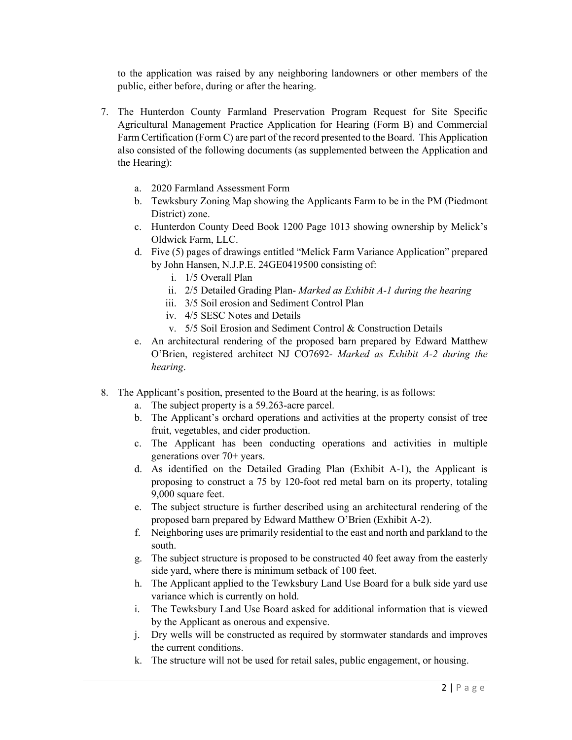to the application was raised by any neighboring landowners or other members of the public, either before, during or after the hearing.

7. The Hunterdon County Farmland Preservation Program Request for Site Specific Agricultural Management Practice Application for Hearing (Form B) and Commercial Farm Certification (Form C) are part of the record presented to the Board. This Application also consisted of the following documents (as supplemented between the Application and the Hearing):
   a. 2020 Farmland Assessment Form
   b. Tewksbury Zoning Map showing the Applicants Farm to be in the PM (Piedmont District) zone.
   c. Hunterdon County Deed Book 1200 Page 1013 showing ownership by Melick's Oldwick Farm, LLC.
   d. Five (5) pages of drawings entitled "Melick Farm Variance Application" prepared by John Hansen, N.J.P.E. 24GE0419500 consisting of:
      i. 1/5 Overall Plan
      ii. 2/5 Detailed Grading Plan- *Marked as Exhibit A-1 during the hearing*
      iii. 3/5 Soil erosion and Sediment Control Plan
      iv. 4/5 SESC Notes and Details
      v. 5/5 Soil Erosion and Sediment Control & Construction Details
   e. An architectural rendering of the proposed barn prepared by Edward Matthew O'Brien, registered architect NJ CO7692- *Marked as Exhibit A-2 during the hearing*.

8. The Applicant's position, presented to the Board at the hearing, is as follows:
   a. The subject property is a 59.263-acre parcel.
   b. The Applicant's orchard operations and activities at the property consist of tree fruit, vegetables, and cider production.
   c. The Applicant has been conducting operations and activities in multiple generations over 70+ years.
   d. As identified on the Detailed Grading Plan (Exhibit A-1), the Applicant is proposing to construct a 75 by 120-foot red metal barn on its property, totaling 9,000 square feet.
   e. The subject structure is further described using an architectural rendering of the proposed barn prepared by Edward Matthew O'Brien (Exhibit A-2).
   f. Neighboring uses are primarily residential to the east and north and parkland to the south.
   g. The subject structure is proposed to be constructed 40 feet away from the easterly side yard, where there is minimum setback of 100 feet.
   h. The Applicant applied to the Tewksbury Land Use Board for a bulk side yard use variance which is currently on hold.
   i. The Tewksbury Land Use Board asked for additional information that is viewed by the Applicant as onerous and expensive.
   j. Dry wells will be constructed as required by stormwater standards and improves the current conditions.
   k. The structure will not be used for retail sales, public engagement, or housing.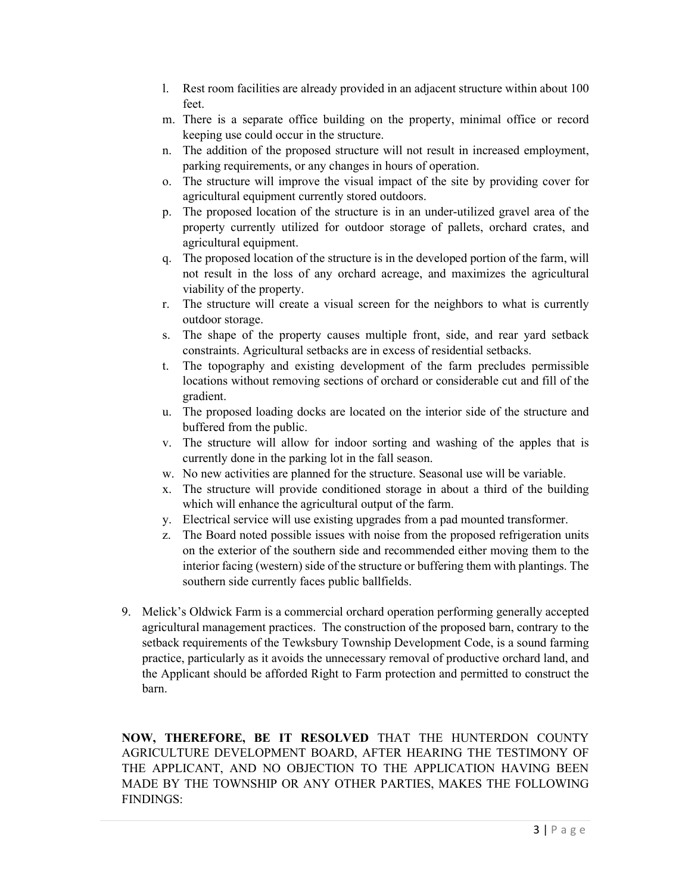l. Rest room facilities are already provided in an adjacent structure within about 100 feet.

m. There is a separate office building on the property, minimal office or record keeping use could occur in the structure.

n. The addition of the proposed structure will not result in increased employment, parking requirements, or any changes in hours of operation.

o. The structure will improve the visual impact of the site by providing cover for agricultural equipment currently stored outdoors.

p. The proposed location of the structure is in an under-utilized gravel area of the property currently utilized for outdoor storage of pallets, orchard crates, and agricultural equipment.

q. The proposed location of the structure is in the developed portion of the farm, will not result in the loss of any orchard acreage, and maximizes the agricultural viability of the property.

r. The structure will create a visual screen for the neighbors to what is currently outdoor storage.

s. The shape of the property causes multiple front, side, and rear yard setback constraints. Agricultural setbacks are in excess of residential setbacks.

t. The topography and existing development of the farm precludes permissible locations without removing sections of orchard or considerable cut and fill of the gradient.

u. The proposed loading docks are located on the interior side of the structure and buffered from the public.

v. The structure will allow for indoor sorting and washing of the apples that is currently done in the parking lot in the fall season.

w. No new activities are planned for the structure. Seasonal use will be variable.

x. The structure will provide conditioned storage in about a third of the building which will enhance the agricultural output of the farm.

y. Electrical service will use existing upgrades from a pad mounted transformer.

z. The Board noted possible issues with noise from the proposed refrigeration units on the exterior of the southern side and recommended either moving them to the interior facing (western) side of the structure or buffering them with plantings. The southern side currently faces public ballfields.

9. Melick's Oldwick Farm is a commercial orchard operation performing generally accepted agricultural management practices. The construction of the proposed barn, contrary to the setback requirements of the Tewksbury Township Development Code, is a sound farming practice, particularly as it avoids the unnecessary removal of productive orchard land, and the Applicant should be afforded Right to Farm protection and permitted to construct the barn.

**NOW, THEREFORE, BE IT RESOLVED** THAT THE HUNTERDON COUNTY AGRICULTURE DEVELOPMENT BOARD, AFTER HEARING THE TESTIMONY OF THE APPLICANT, AND NO OBJECTION TO THE APPLICATION HAVING BEEN MADE BY THE TOWNSHIP OR ANY OTHER PARTIES, MAKES THE FOLLOWING FINDINGS: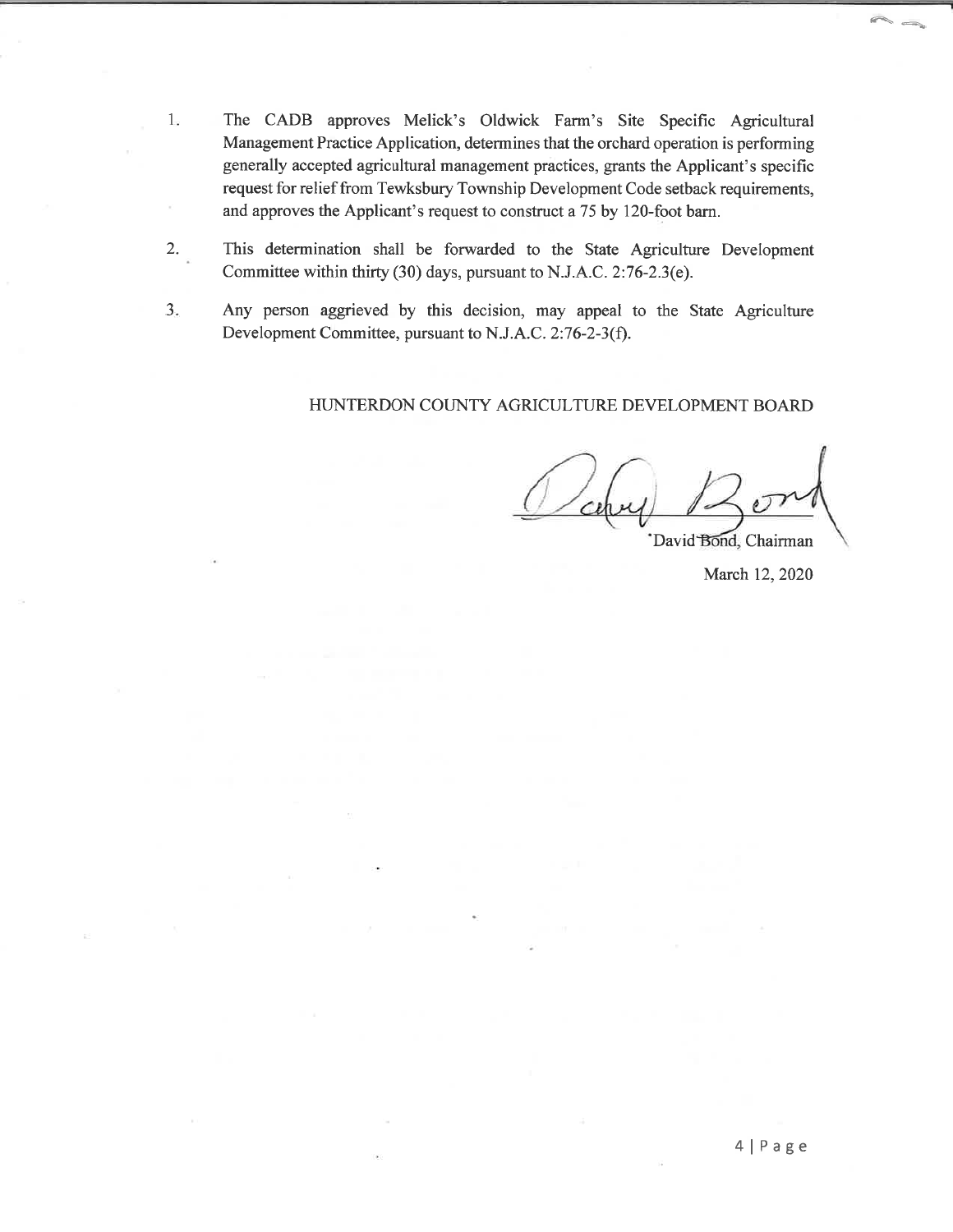1. The CADB approves Melick's Oldwick Farm's Site Specific Agricultural Management Practice Application, determines that the orchard operation is performing generally accepted agricultural management practices, grants the Applicant's specific request for relief from Tewksbury Township Development Code setback requirements, and approves the Applicant's request to construct a 75 by 120-foot barn.

2. This determination shall be forwarded to the State Agriculture Development Committee within thirty (30) days, pursuant to N.J.A.C. 2:76-2.3(e).

3. Any person aggrieved by this decision, may appeal to the State Agriculture Development Committee, pursuant to N.J.A.C. 2:76-2-3(f).

HUNTERDON COUNTY AGRICULTURE DEVELOPMENT BOARD

David Bond, Chairman

March 12, 2020